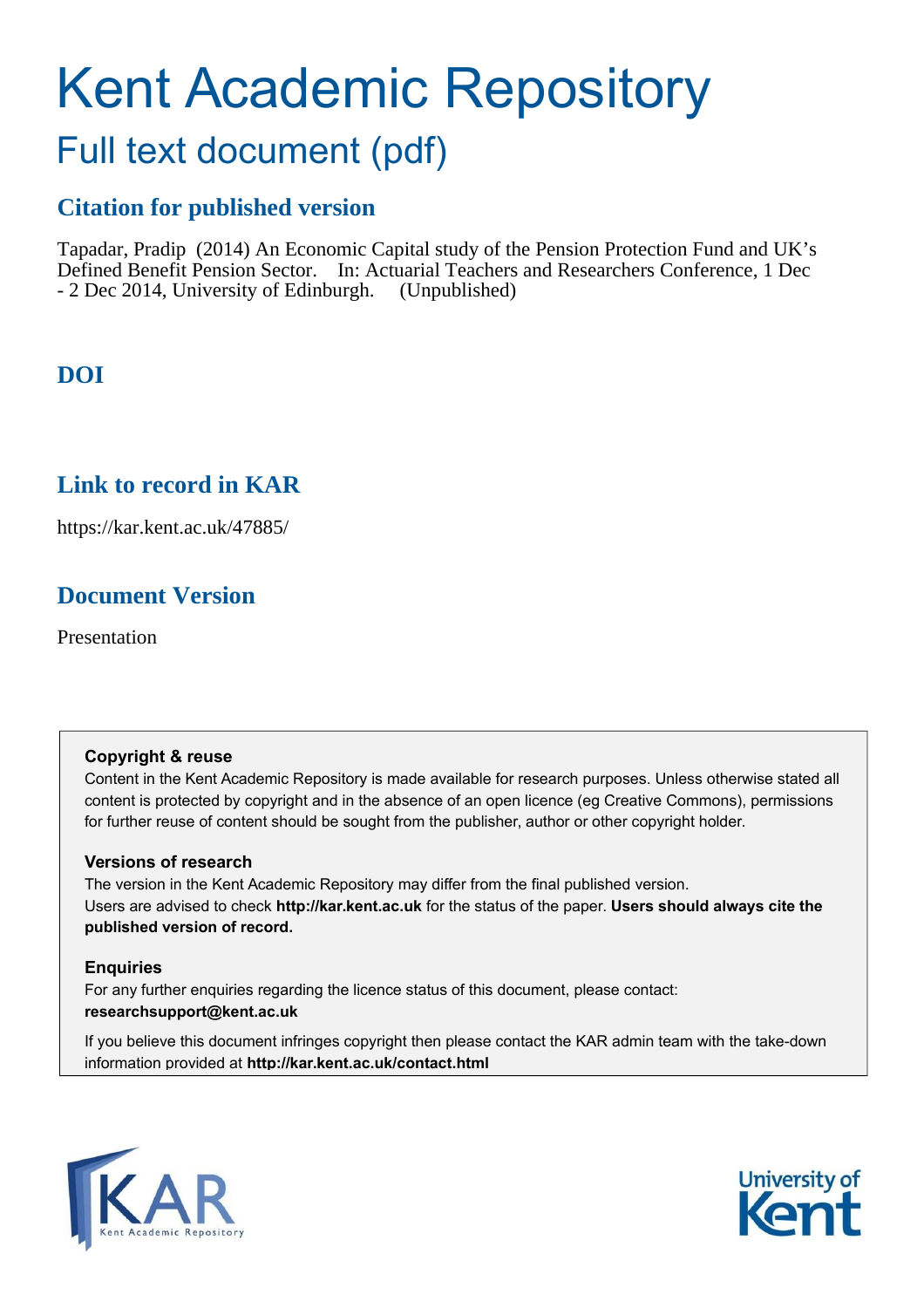# Kent Academic Repository

## Full text document (pdf)

### Citation for published version

Tapadar, Pradip (2014) An Economic Capital study of the Pension Protection Fund and UK's Defined Benefit Pension Sector. In: Actuarial Teachers and Researchers Conference, 1 Dec - 2 Dec 2014, University of Edinburgh. (Unpublished)

### DOI

### Link to record in KAR

https://kar.kent.ac.uk/47885/

### Document Version

Presentation

**Copyright & reuse**

Content in the Kent Academic Repository is made available for research purposes. Unless otherwise stated all content is protected by copyright and in the absence of an open licence (eg Creative Commons), permissions for further reuse of content should be sought from the publisher, author or other copyright holder.

**Versions of research**

The version in the Kent Academic Repository may differ from the final published version.
Users are advised to check **http://kar.kent.ac.uk** for the status of the paper. **Users should always cite the published version of record.**

**Enquiries**

For any further enquiries regarding the licence status of this document, please contact:
**researchsupport@kent.ac.uk**

If you believe this document infringes copyright then please contact the KAR admin team with the take-down information provided at **http://kar.kent.ac.uk/contact.html**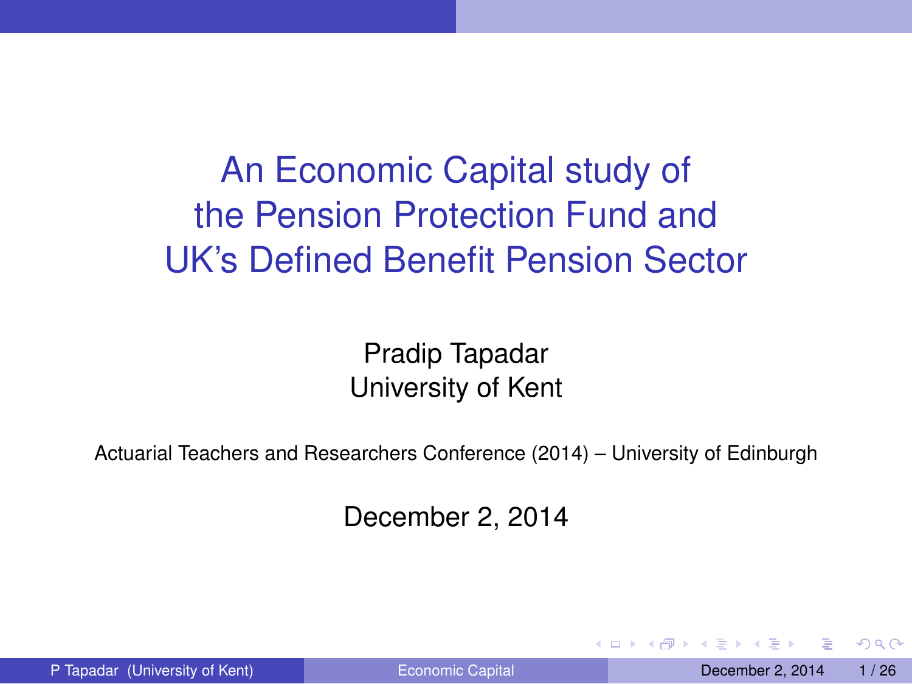# An Economic Capital study of the Pension Protection Fund and UK's Defined Benefit Pension Sector

Pradip Tapadar
University of Kent

Actuarial Teachers and Researchers Conference (2014) – University of Edinburgh

December 2, 2014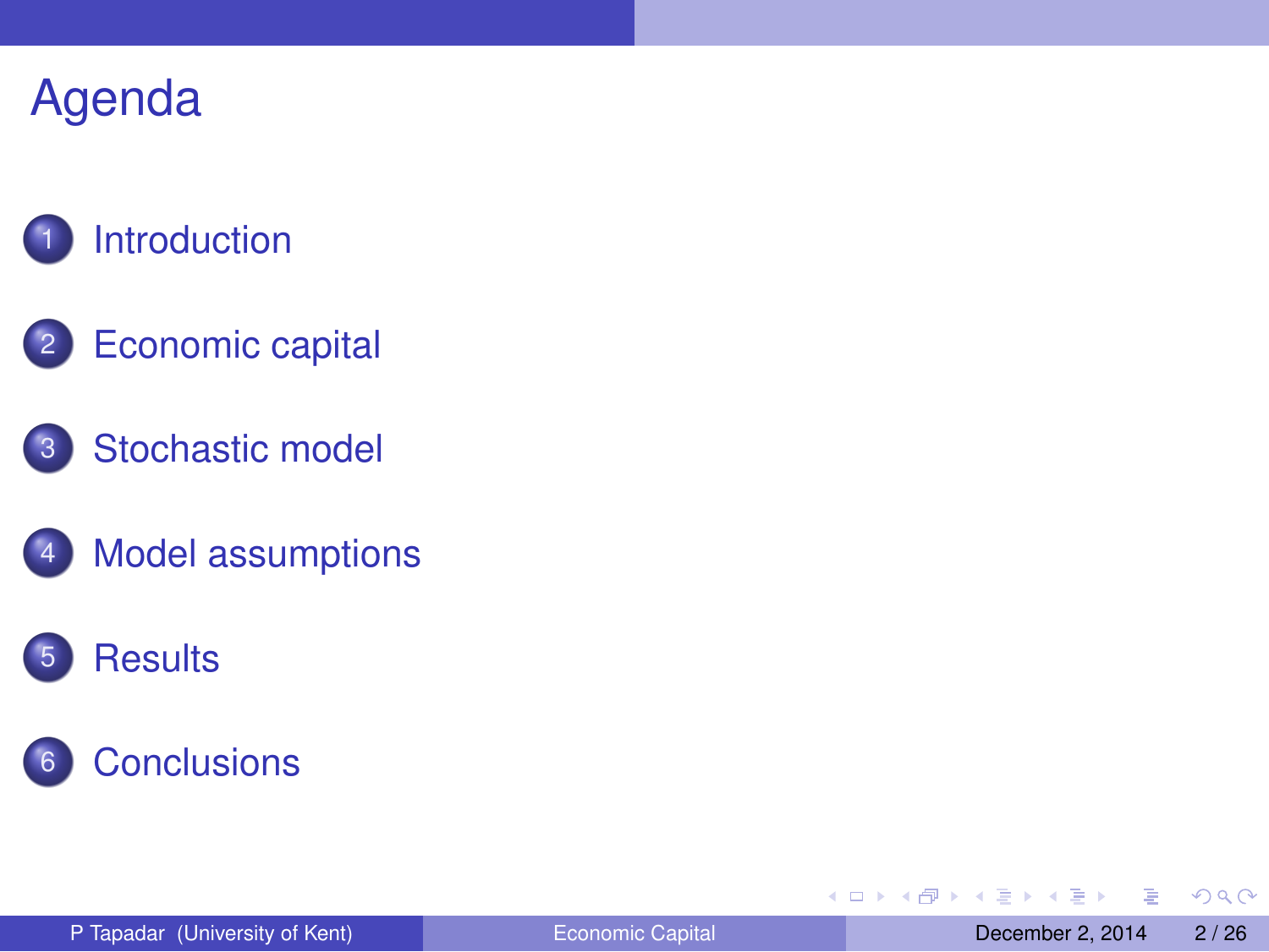# Agenda

1. Introduction
2. Economic capital
3. Stochastic model
4. Model assumptions
5. Results
6. Conclusions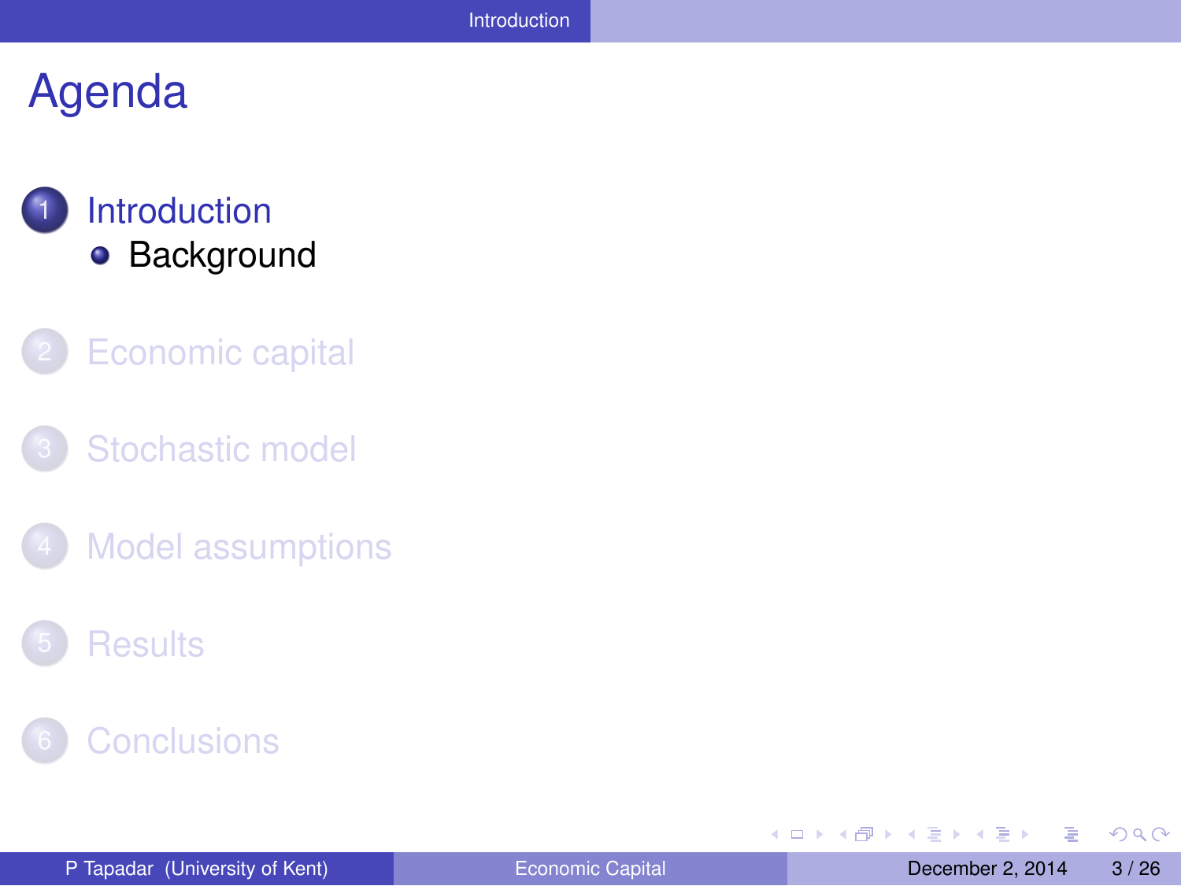# Agenda

1. Introduction
   - Background
2. Economic capital
3. Stochastic model
4. Model assumptions
5. Results
6. Conclusions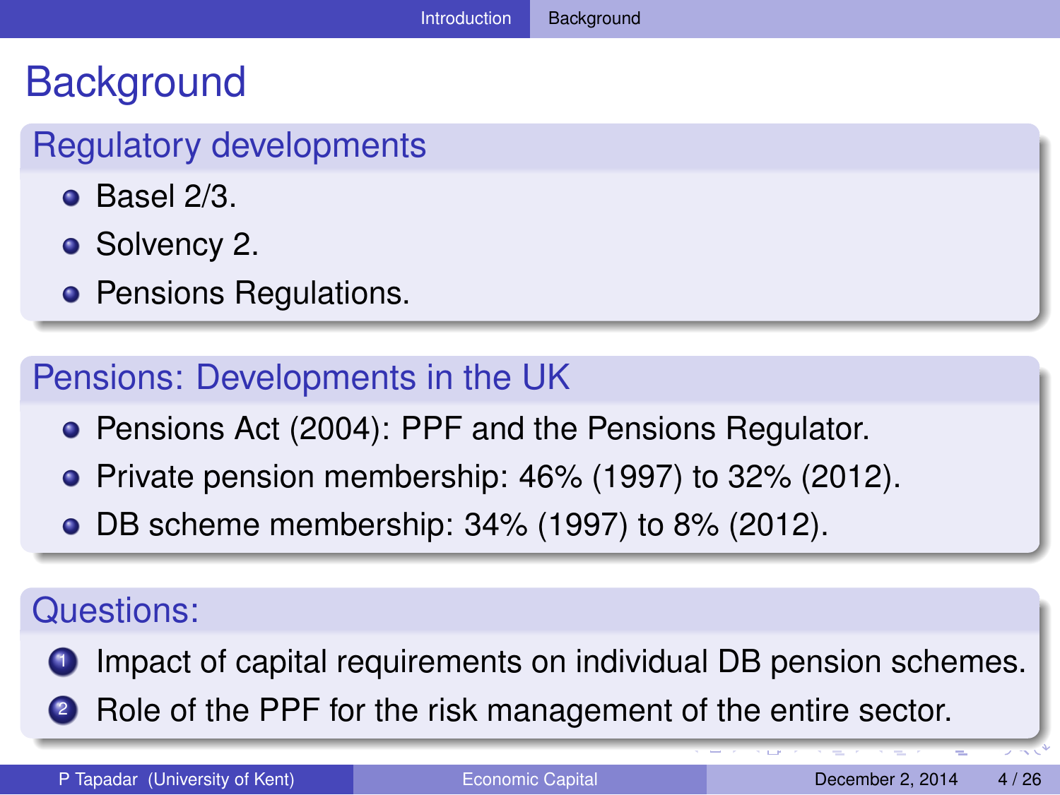# Background

## Regulatory developments

- Basel 2/3.
- Solvency 2.
- Pensions Regulations.

## Pensions: Developments in the UK

- Pensions Act (2004): PPF and the Pensions Regulator.
- Private pension membership: 46% (1997) to 32% (2012).
- DB scheme membership: 34% (1997) to 8% (2012).

## Questions:

1. Impact of capital requirements on individual DB pension schemes.
2. Role of the PPF for the risk management of the entire sector.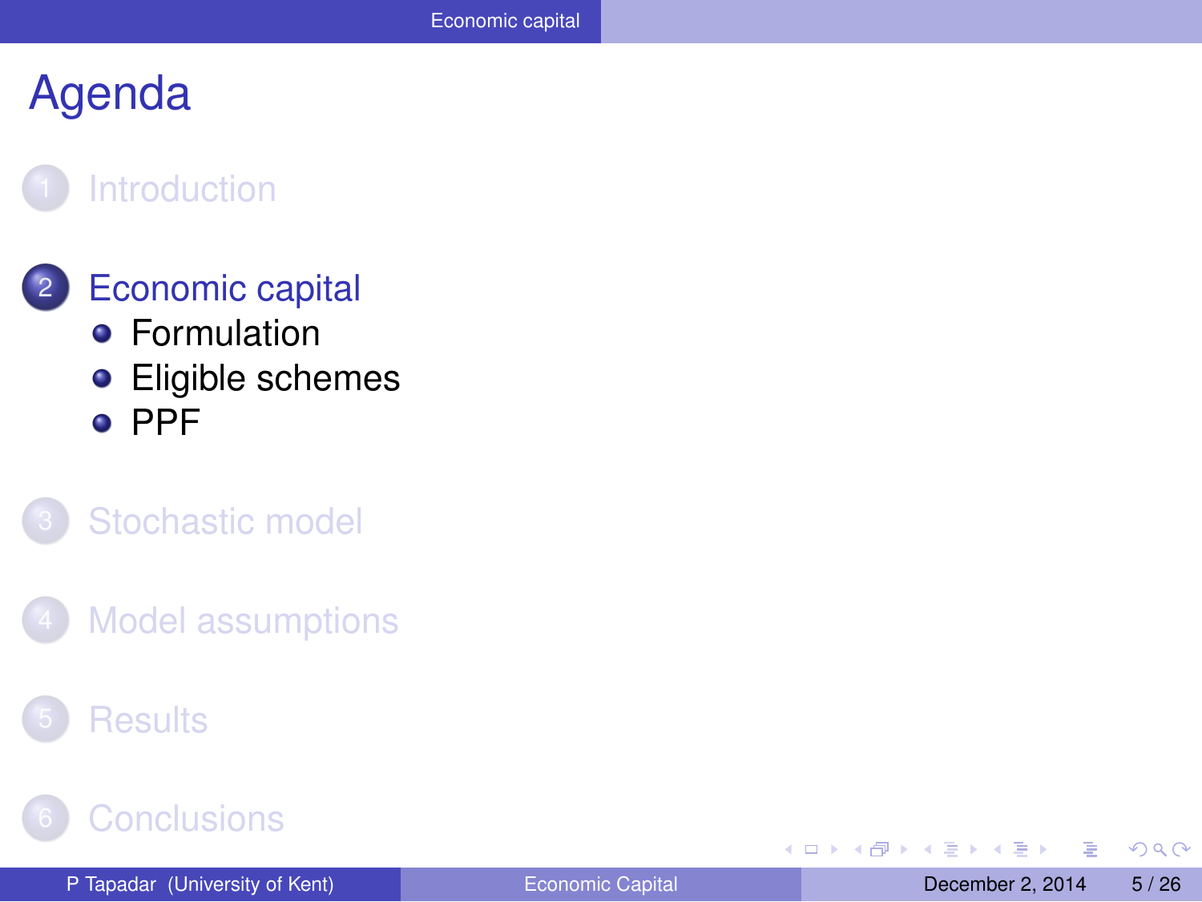# Agenda

1. Introduction
2. Economic capital
   - Formulation
   - Eligible schemes
   - PPF
3. Stochastic model
4. Model assumptions
5. Results
6. Conclusions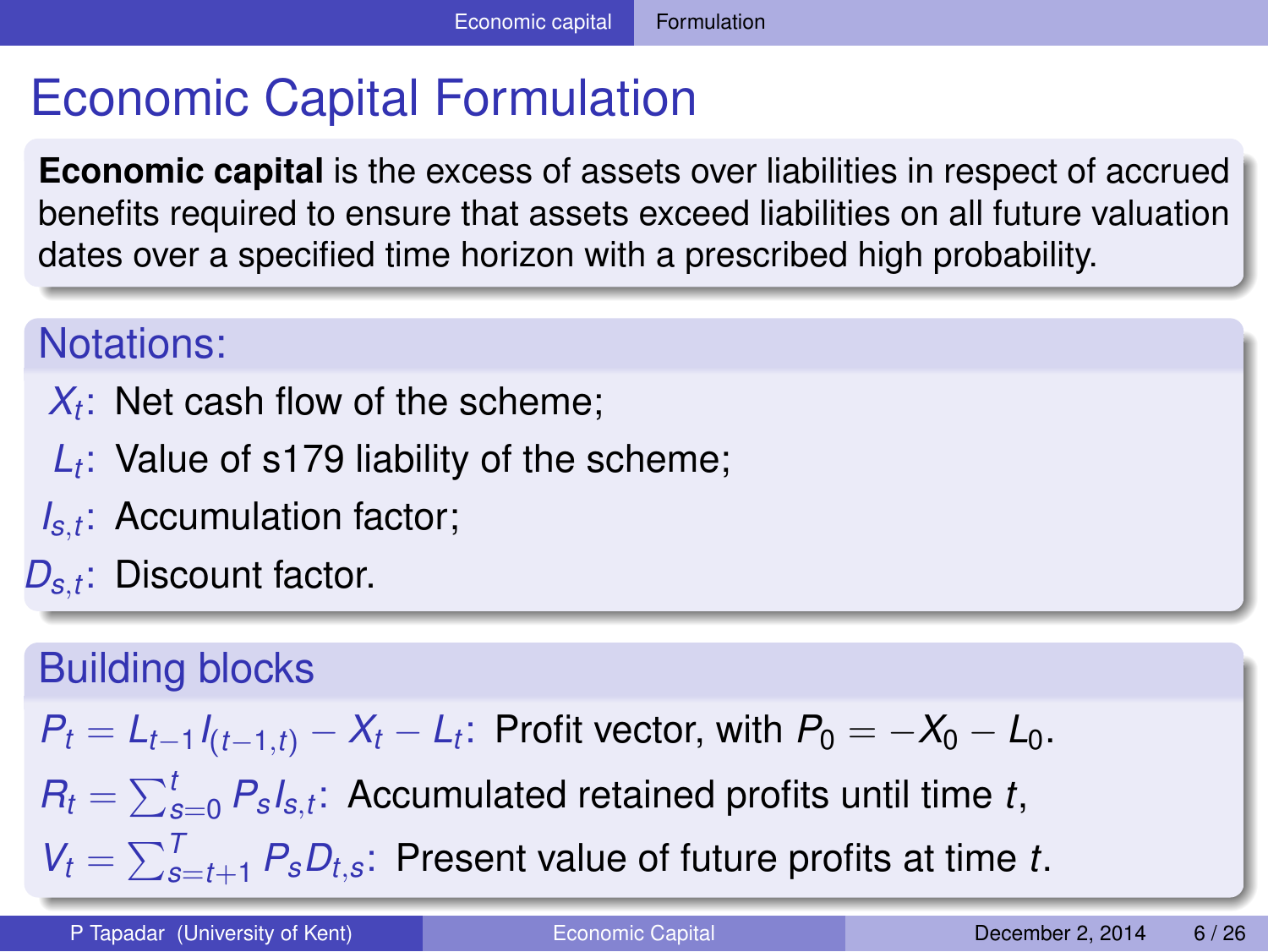# Economic Capital Formulation

**Economic capital** is the excess of assets over liabilities in respect of accrued benefits required to ensure that assets exceed liabilities on all future valuation dates over a specified time horizon with a prescribed high probability.

## Notations:

- $X_t$: Net cash flow of the scheme;
- $L_t$: Value of s179 liability of the scheme;
- $I_{s,t}$: Accumulation factor;
- $D_{s,t}$: Discount factor.

## Building blocks

$P_t = L_{t-1} I_{(t-1,t)} - X_t - L_t$: Profit vector, with $P_0 = -X_0 - L_0$.

$R_t = \sum_{s=0}^{t} P_s I_{s,t}$: Accumulated retained profits until time $t$,

$V_t = \sum_{s=t+1}^{T} P_s D_{t,s}$: Present value of future profits at time $t$.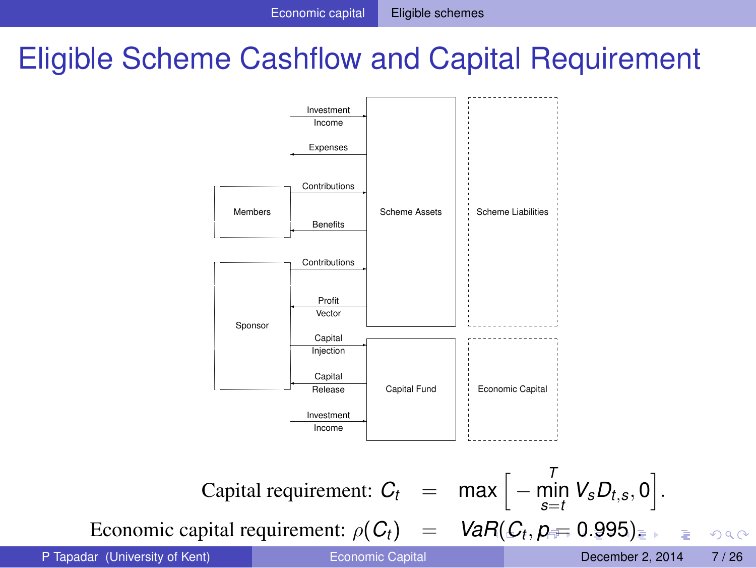# Eligible Scheme Cashflow and Capital Requirement

Investment Income

Expenses

Contributions

Members

Benefits

Contributions

Profit Vector

Sponsor

Capital Injection

Capital Release

Investment Income

Scheme Assets

Scheme Liabilities

Capital Fund

Economic Capital

$$\text{Capital requirement: } C_t = \max\left[-\min_{s=t}^{T} V_s D_{t,s}, 0\right].$$

$$\text{Economic capital requirement: } \rho(C_t) = VaR(C_t, p = 0.995).$$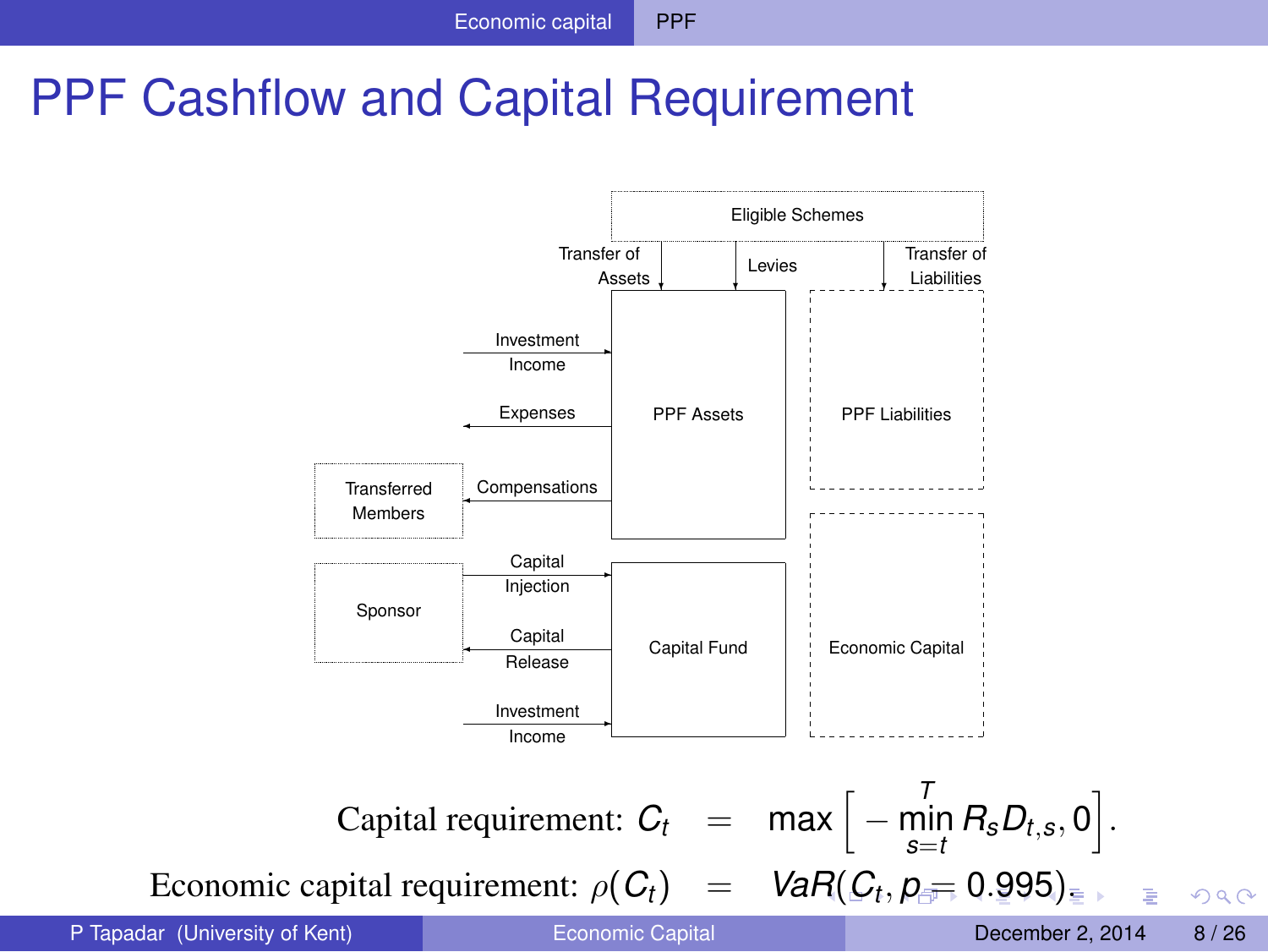# PPF Cashflow and Capital Requirement

Eligible Schemes

Transfer of Assets

Levies

Transfer of Liabilities

Investment Income

Expenses

PPF Assets

PPF Liabilities

Transferred Members

Compensations

Capital Injection

Sponsor

Capital Release

Capital Fund

Economic Capital

Investment Income

$$\text{Capital requirement: } C_t = \max\left[-\min_{s=t}^{T} R_s D_{t,s}, 0\right].$$

$$\text{Economic capital requirement: } \rho(C_t) = VaR(C_t, p = 0.995).$$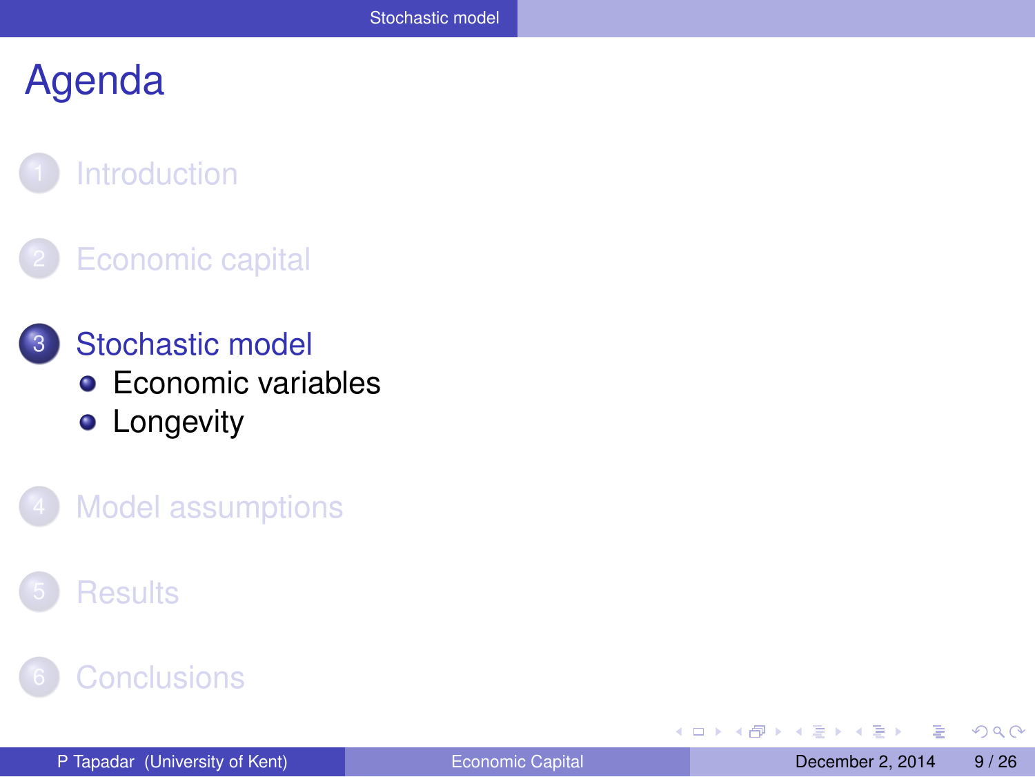# Agenda

1. Introduction
2. Economic capital
3. Stochastic model
   - Economic variables
   - Longevity
4. Model assumptions
5. Results
6. Conclusions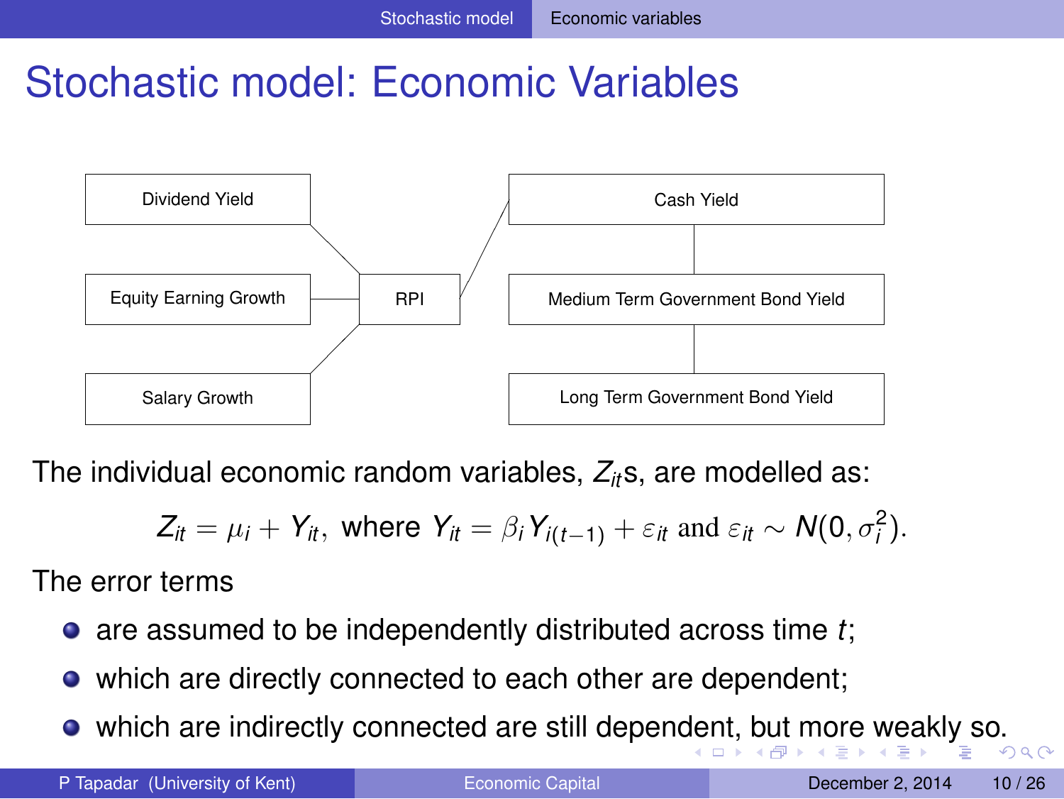# Stochastic model: Economic Variables

Dividend Yield

Equity Earning Growth

Salary Growth

RPI

Cash Yield

Medium Term Government Bond Yield

Long Term Government Bond Yield

The individual economic random variables, $Z_{it}$s, are modelled as:

$$Z_{it} = \mu_i + Y_{it}, \text{ where } Y_{it} = \beta_i Y_{i(t-1)} + \varepsilon_{it} \text{ and } \varepsilon_{it} \sim N(0, \sigma_i^2).$$

The error terms

- are assumed to be independently distributed across time $t$;
- which are directly connected to each other are dependent;
- which are indirectly connected are still dependent, but more weakly so.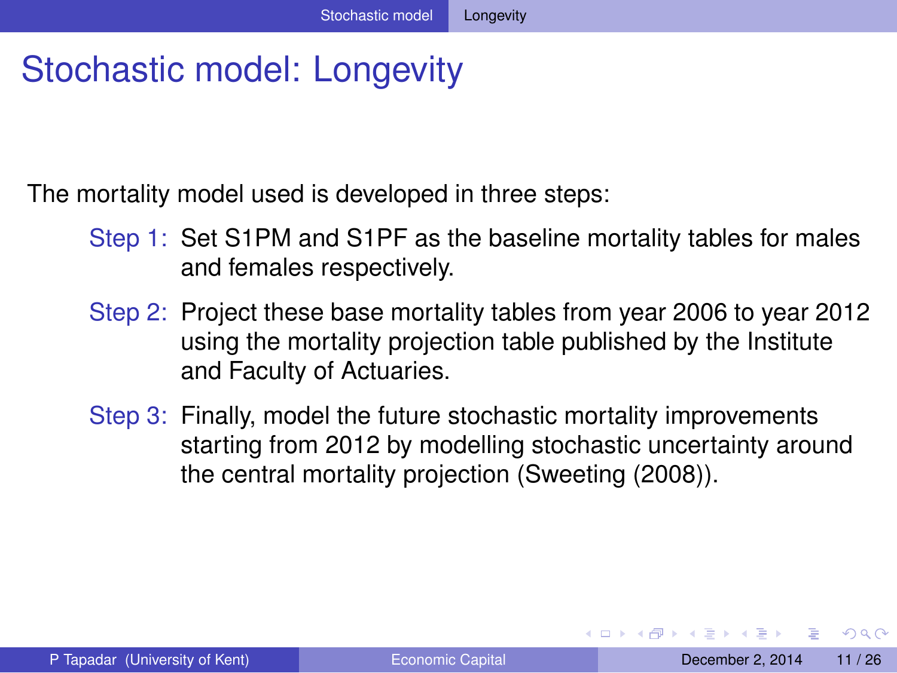# Stochastic model: Longevity

The mortality model used is developed in three steps:

- Step 1: Set S1PM and S1PF as the baseline mortality tables for males and females respectively.
- Step 2: Project these base mortality tables from year 2006 to year 2012 using the mortality projection table published by the Institute and Faculty of Actuaries.
- Step 3: Finally, model the future stochastic mortality improvements starting from 2012 by modelling stochastic uncertainty around the central mortality projection (Sweeting (2008)).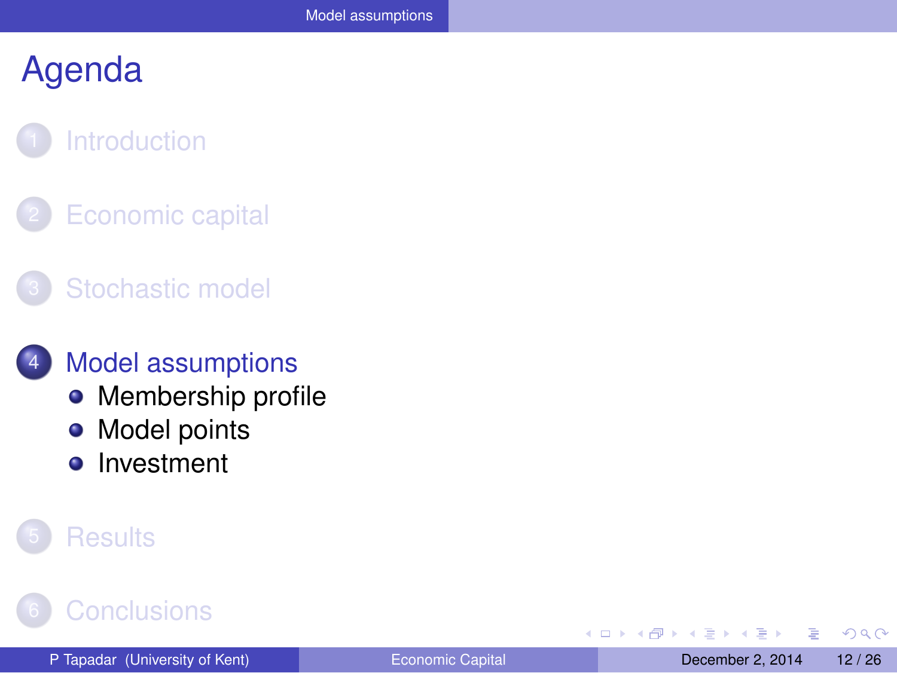# Agenda

1. Introduction
2. Economic capital
3. Stochastic model
4. Model assumptions
   - Membership profile
   - Model points
   - Investment
5. Results
6. Conclusions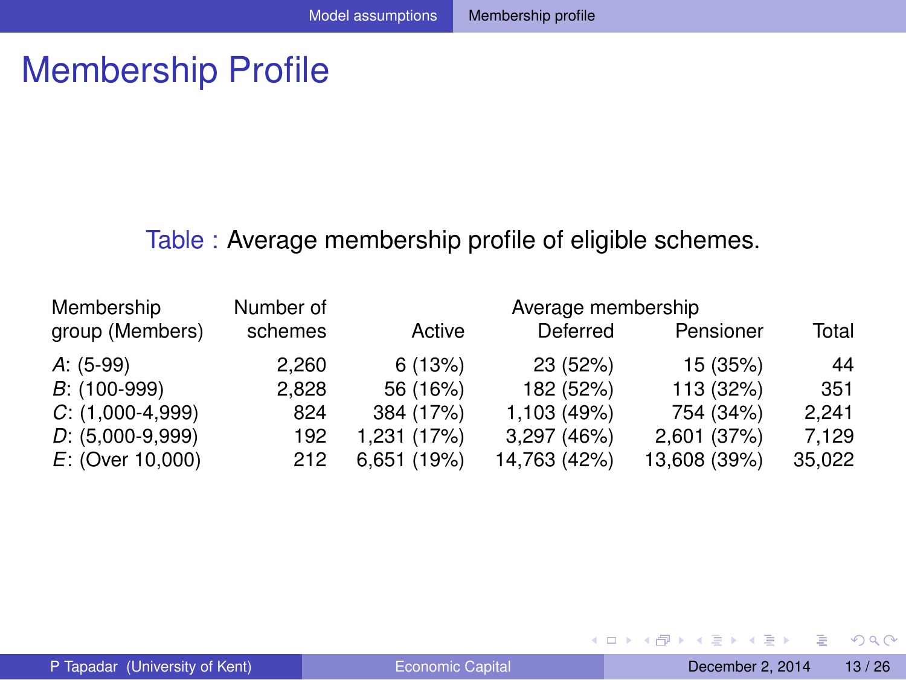# Membership Profile

Table : Average membership profile of eligible schemes.

| Membership group (Members) | Number of schemes | Average membership | | | |
|---|---|---|---|---|---|
| | | Active | Deferred | Pensioner | Total |
| *A*: (5-99) | 2,260 | 6 (13%) | 23 (52%) | 15 (35%) | 44 |
| *B*: (100-999) | 2,828 | 56 (16%) | 182 (52%) | 113 (32%) | 351 |
| *C*: (1,000-4,999) | 824 | 384 (17%) | 1,103 (49%) | 754 (34%) | 2,241 |
| *D*: (5,000-9,999) | 192 | 1,231 (17%) | 3,297 (46%) | 2,601 (37%) | 7,129 |
| *E*: (Over 10,000) | 212 | 6,651 (19%) | 14,763 (42%) | 13,608 (39%) | 35,022 |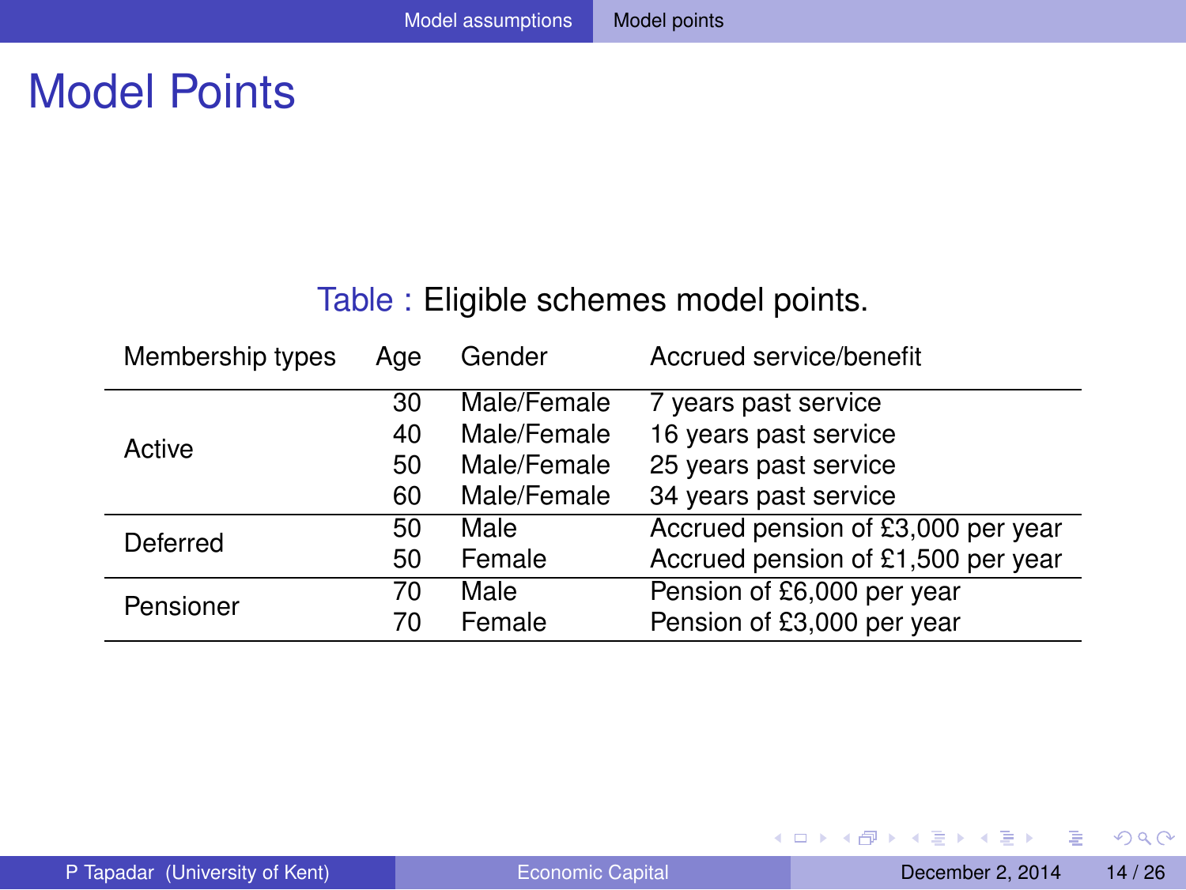# Model Points

Table : Eligible schemes model points.

| Membership types | Age | Gender | Accrued service/benefit |
|---|---|---|---|
| Active | 30 | Male/Female | 7 years past service |
| | 40 | Male/Female | 16 years past service |
| | 50 | Male/Female | 25 years past service |
| | 60 | Male/Female | 34 years past service |
| Deferred | 50 | Male | Accrued pension of £3,000 per year |
| | 50 | Female | Accrued pension of £1,500 per year |
| Pensioner | 70 | Male | Pension of £6,000 per year |
| | 70 | Female | Pension of £3,000 per year |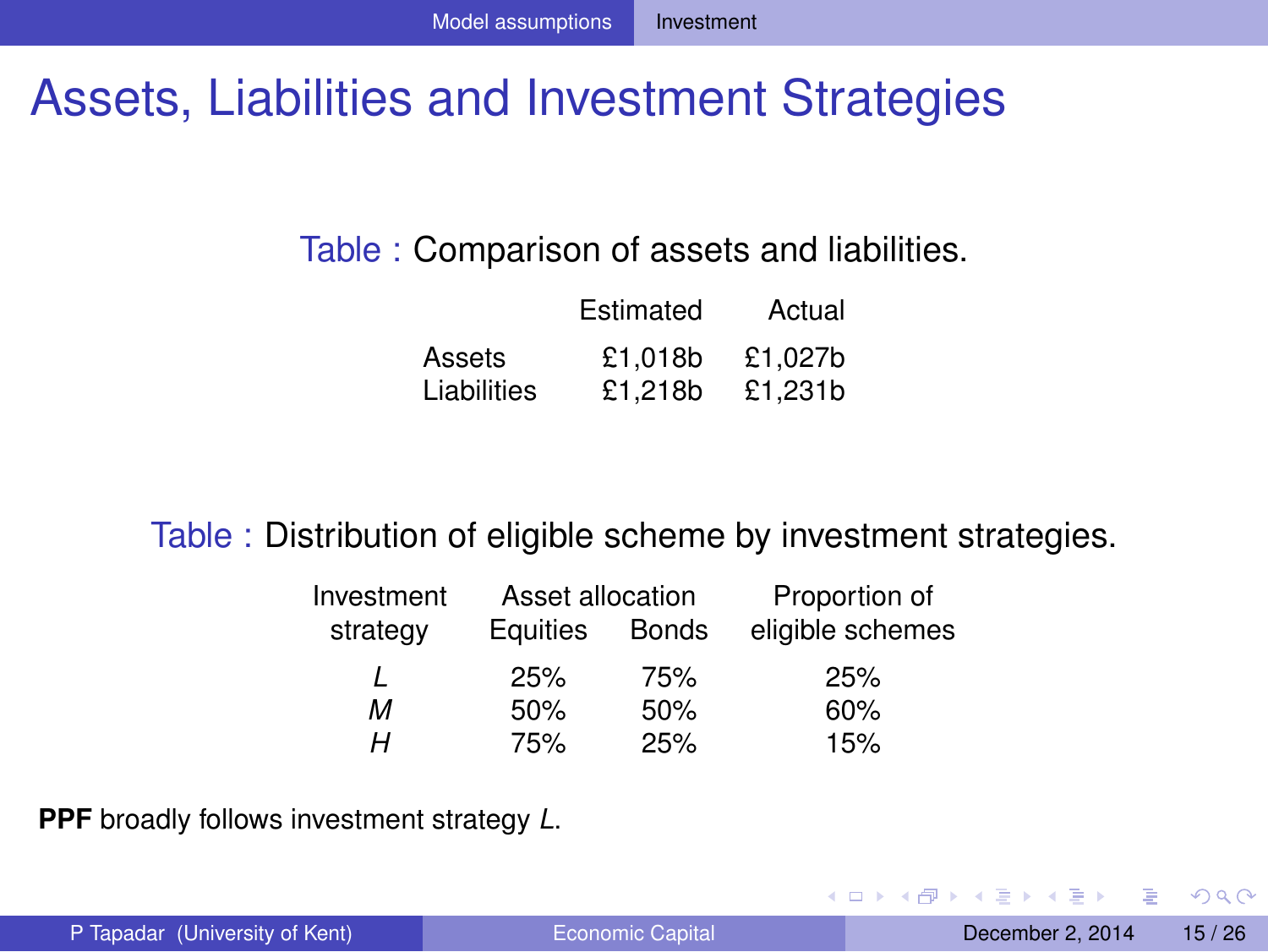# Assets, Liabilities and Investment Strategies

Table : Comparison of assets and liabilities.

| | Estimated | Actual |
|---|---|---|
| Assets | £1,018b | £1,027b |
| Liabilities | £1,218b | £1,231b |

Table : Distribution of eligible scheme by investment strategies.

| Investment strategy | Asset allocation Equities | Bonds | Proportion of eligible schemes |
|---|---|---|---|
| *L* | 25% | 75% | 25% |
| *M* | 50% | 50% | 60% |
| *H* | 75% | 25% | 15% |

**PPF** broadly follows investment strategy *L*.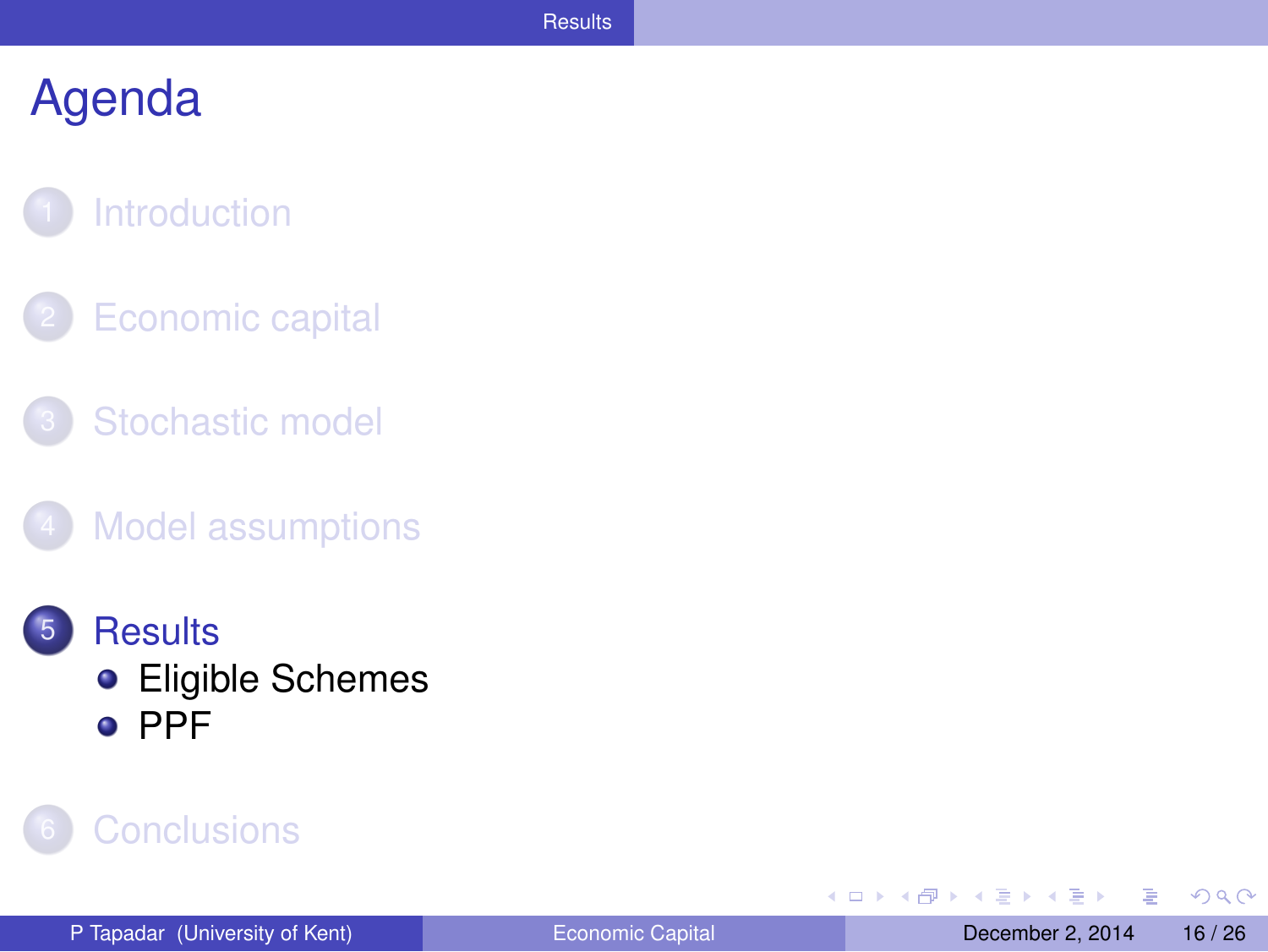# Agenda

1. Introduction
2. Economic capital
3. Stochastic model
4. Model assumptions
5. Results
   - Eligible Schemes
   - PPF
6. Conclusions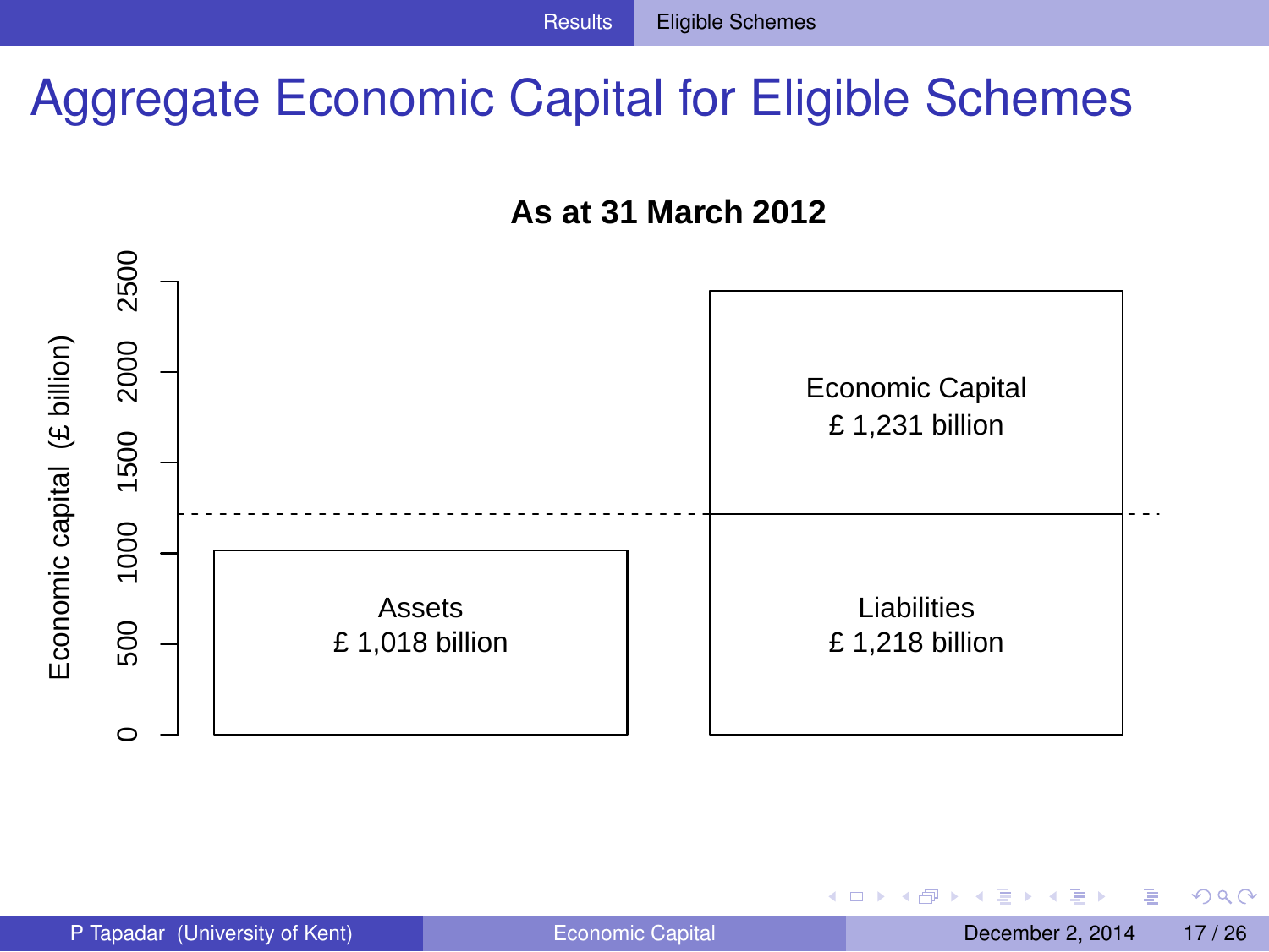# Aggregate Economic Capital for Eligible Schemes

**As at 31 March 2012**

Economic capital (£ billion)

0 500 1000 1500 2000 2500

Assets
£ 1,018 billion

Economic Capital
£ 1,231 billion

Liabilities
£ 1,218 billion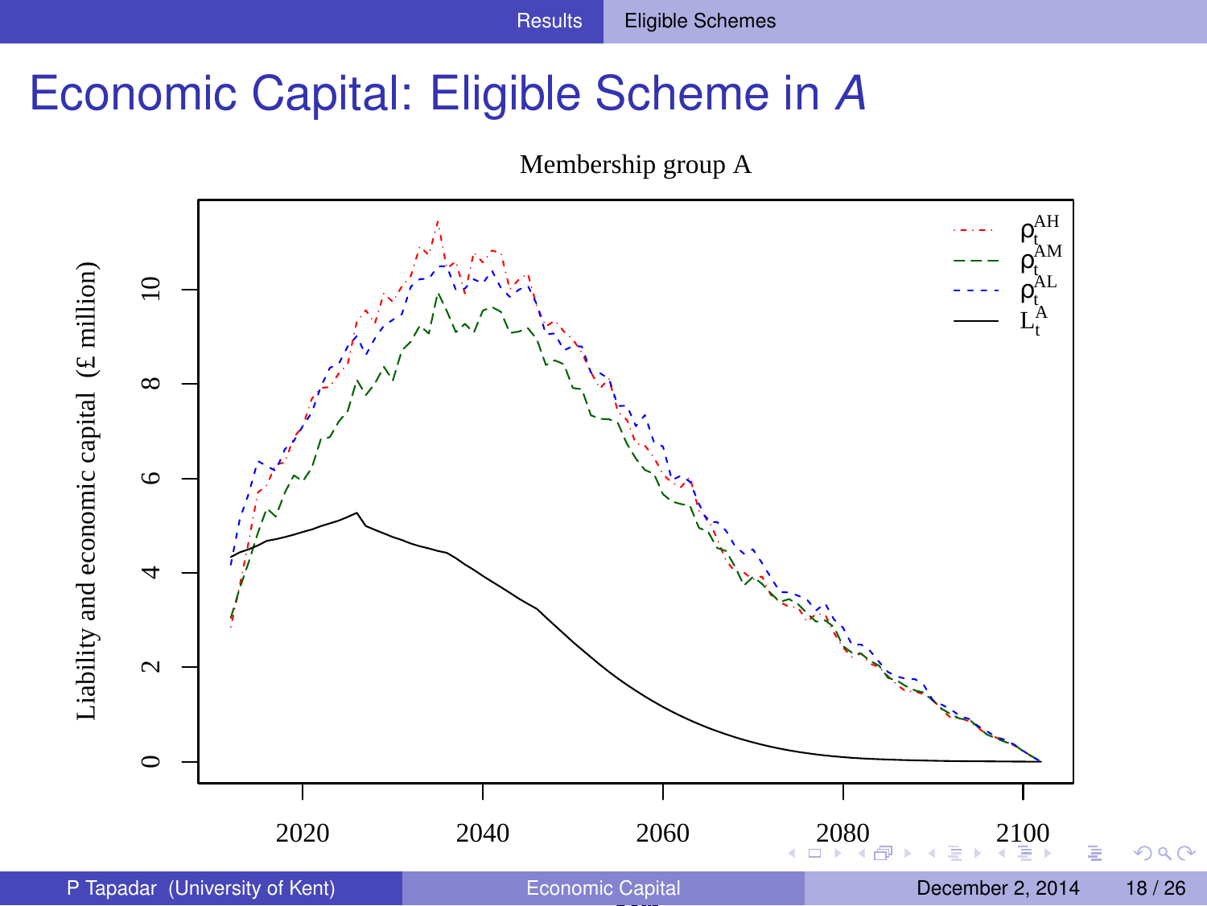# Economic Capital: Eligible Scheme in *A*

Membership group A

Liability and economic capital (£ million)

$\rho_t^{AH}$ $\rho_t^{AM}$ $\rho_t^{AL}$ $L_t^A$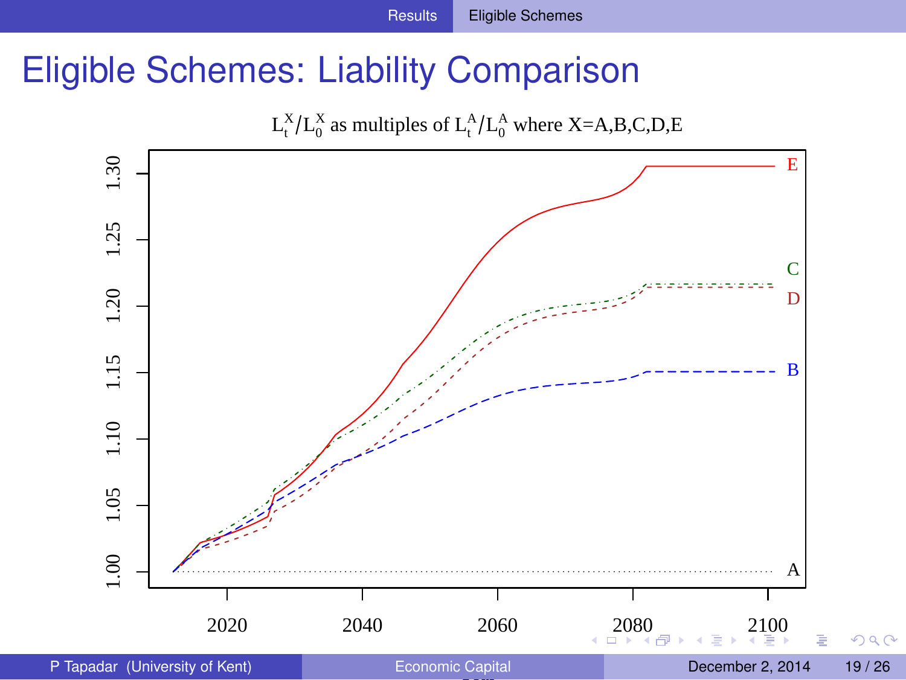# Eligible Schemes: Liability Comparison

$L_t^X/L_0^X$ as multiples of $L_t^A/L_0^A$ where X=A,B,C,D,E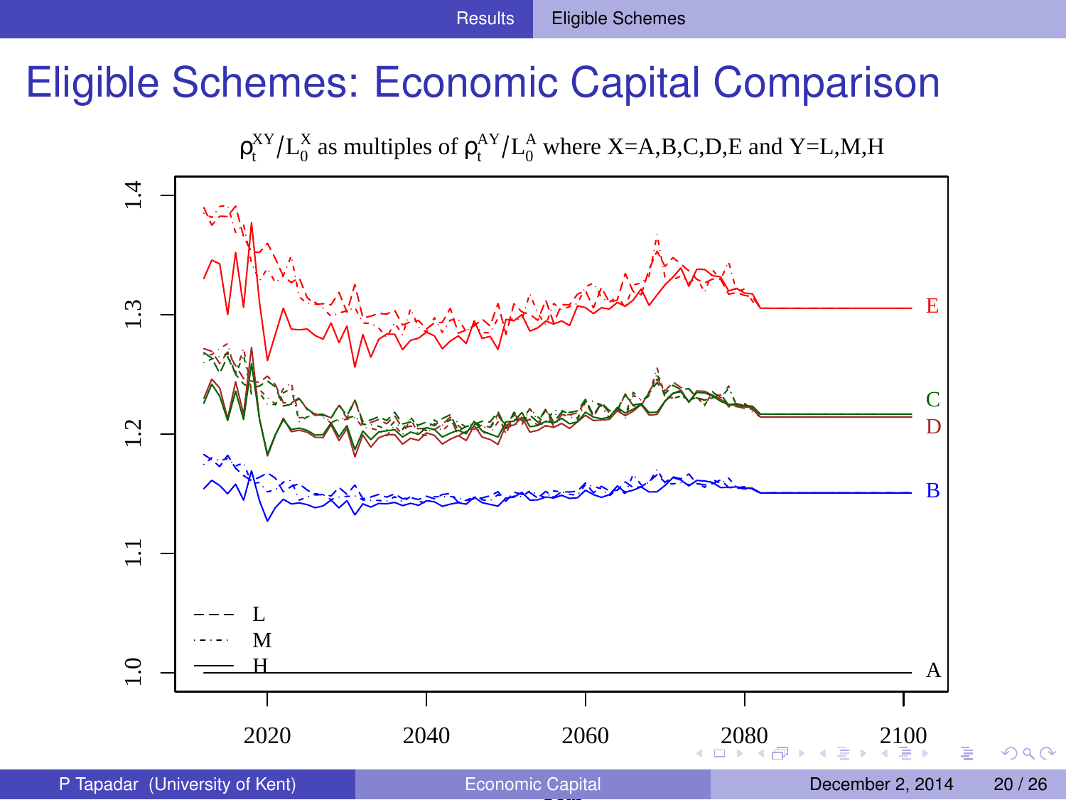# Eligible Schemes: Economic Capital Comparison

$\rho_t^{XY}/L_0^X$ as multiples of $\rho_t^{AY}/L_0^A$ where X=A,B,C,D,E and Y=L,M,H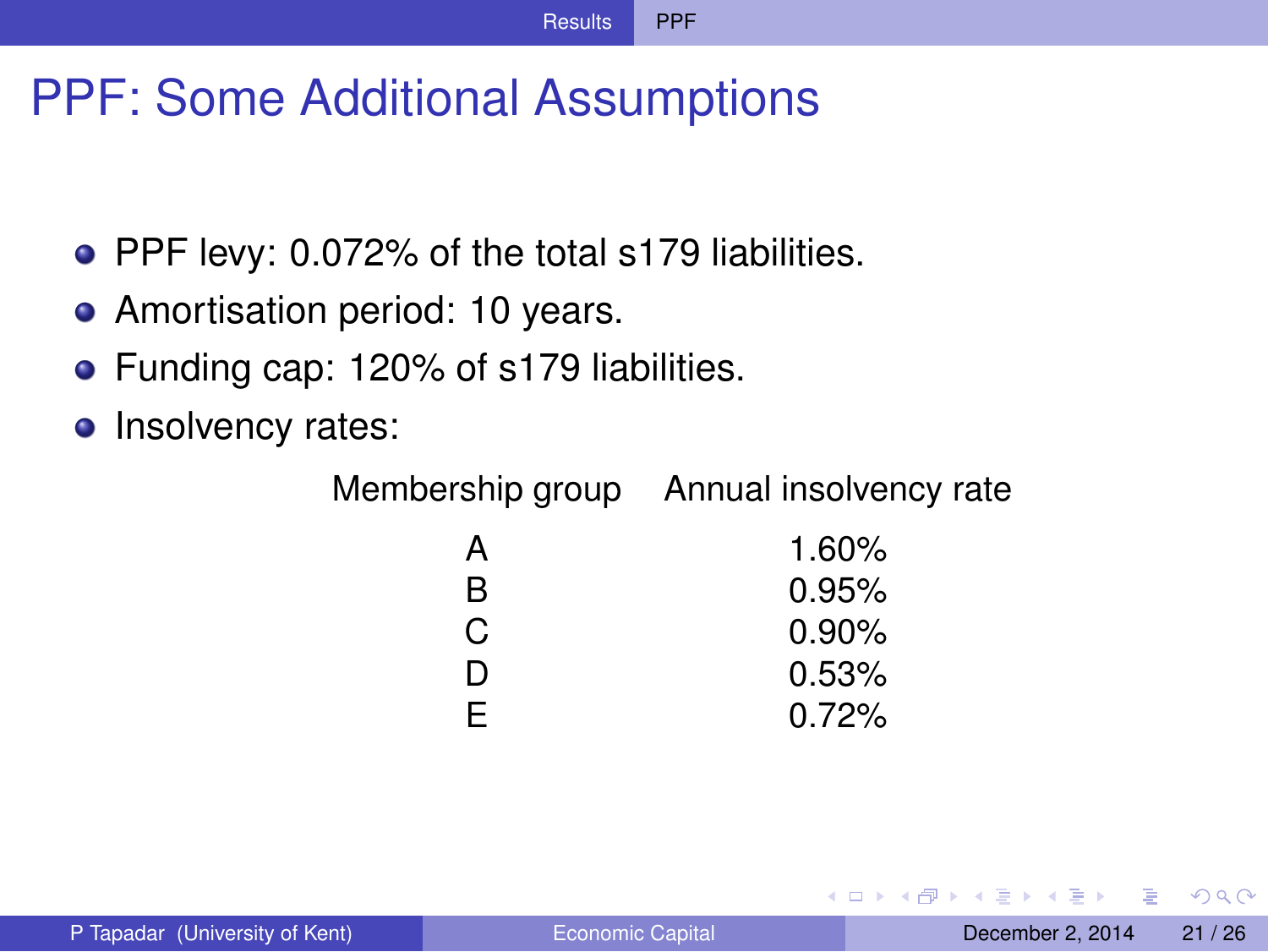# PPF: Some Additional Assumptions

- PPF levy: 0.072% of the total s179 liabilities.
- Amortisation period: 10 years.
- Funding cap: 120% of s179 liabilities.
- Insolvency rates:

| Membership group | Annual insolvency rate |
|---|---|
| A | 1.60% |
| B | 0.95% |
| C | 0.90% |
| D | 0.53% |
| E | 0.72% |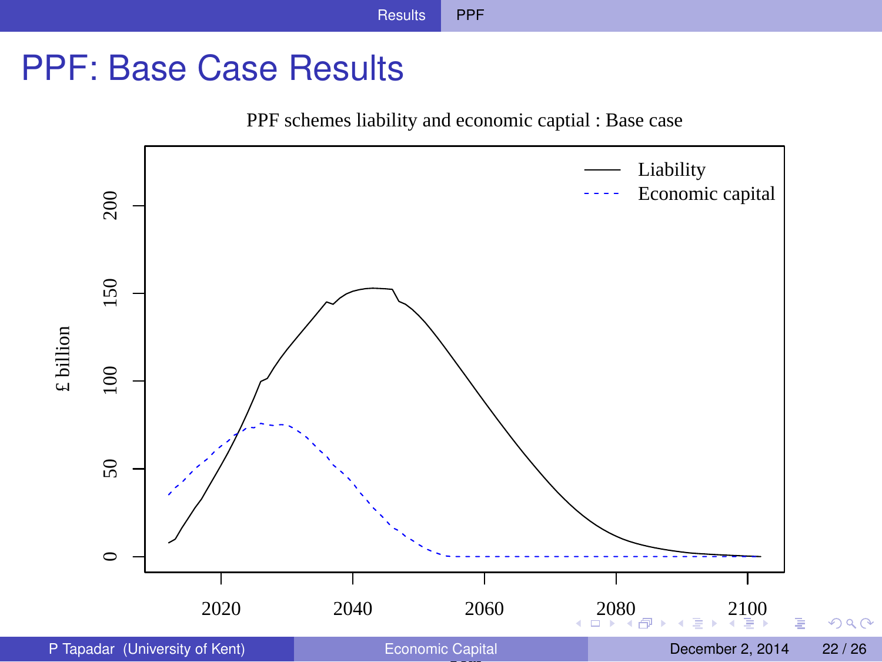# PPF: Base Case Results

PPF schemes liability and economic captial : Base case

Liability

Economic capital

£ billion

0, 50, 100, 150, 200

2020, 2040, 2060, 2080, 2100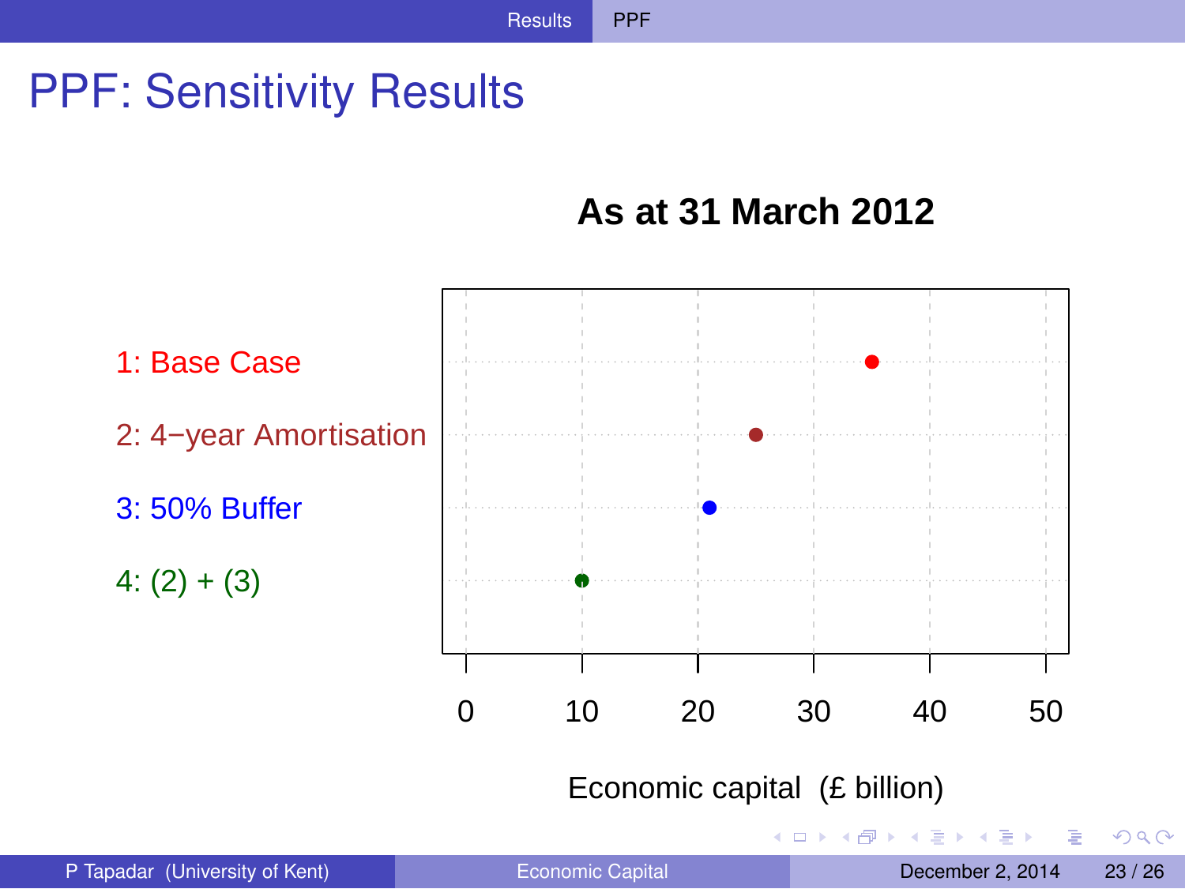# PPF: Sensitivity Results

**As at 31 March 2012**

1: Base Case

2: 4−year Amortisation

3: 50% Buffer

4: (2) + (3)

0 10 20 30 40 50

Economic capital (£ billion)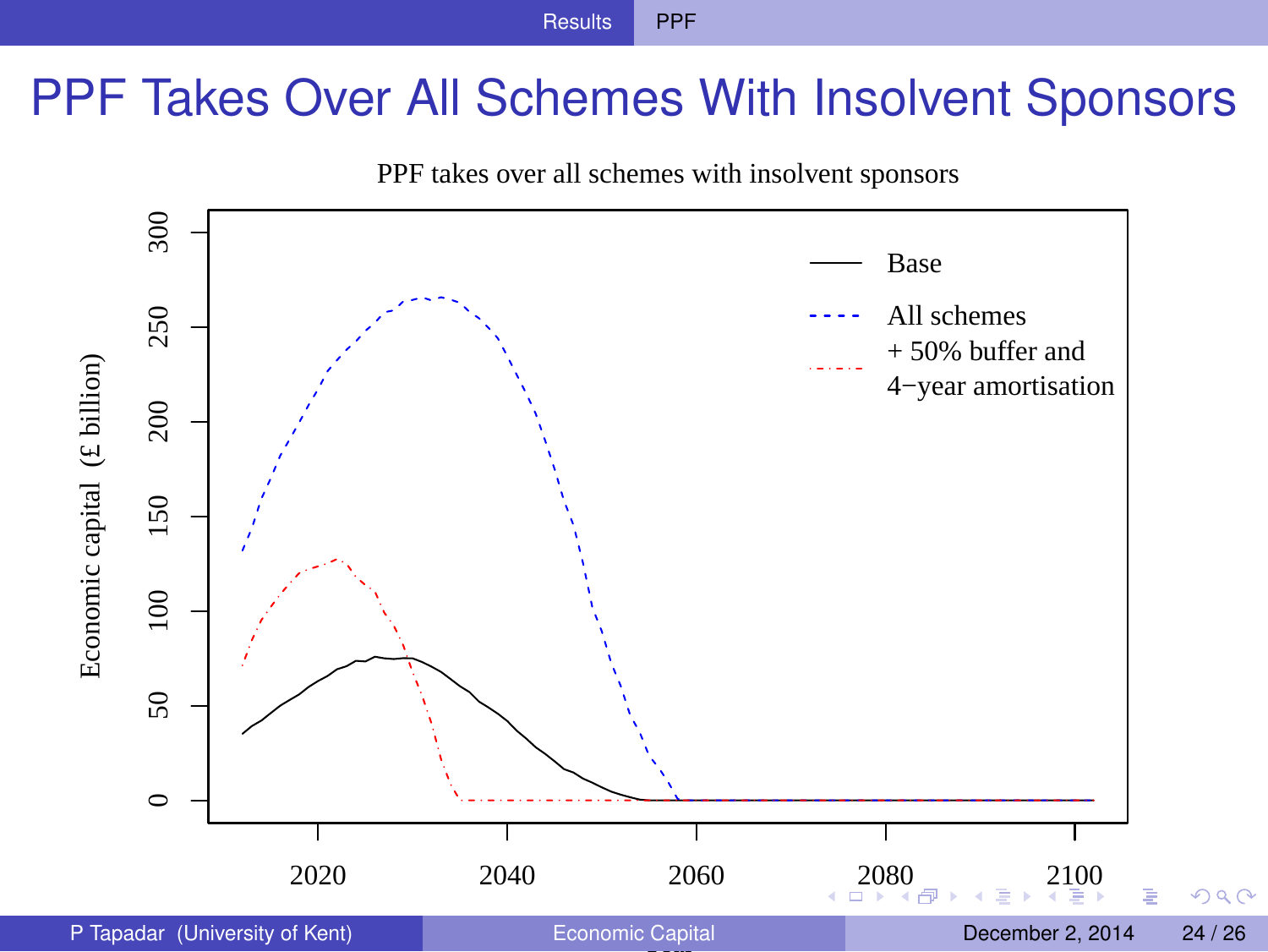# PPF Takes Over All Schemes With Insolvent Sponsors

PPF takes over all schemes with insolvent sponsors

Economic capital (£ billion)

Base

All schemes

+ 50% buffer and 4−year amortisation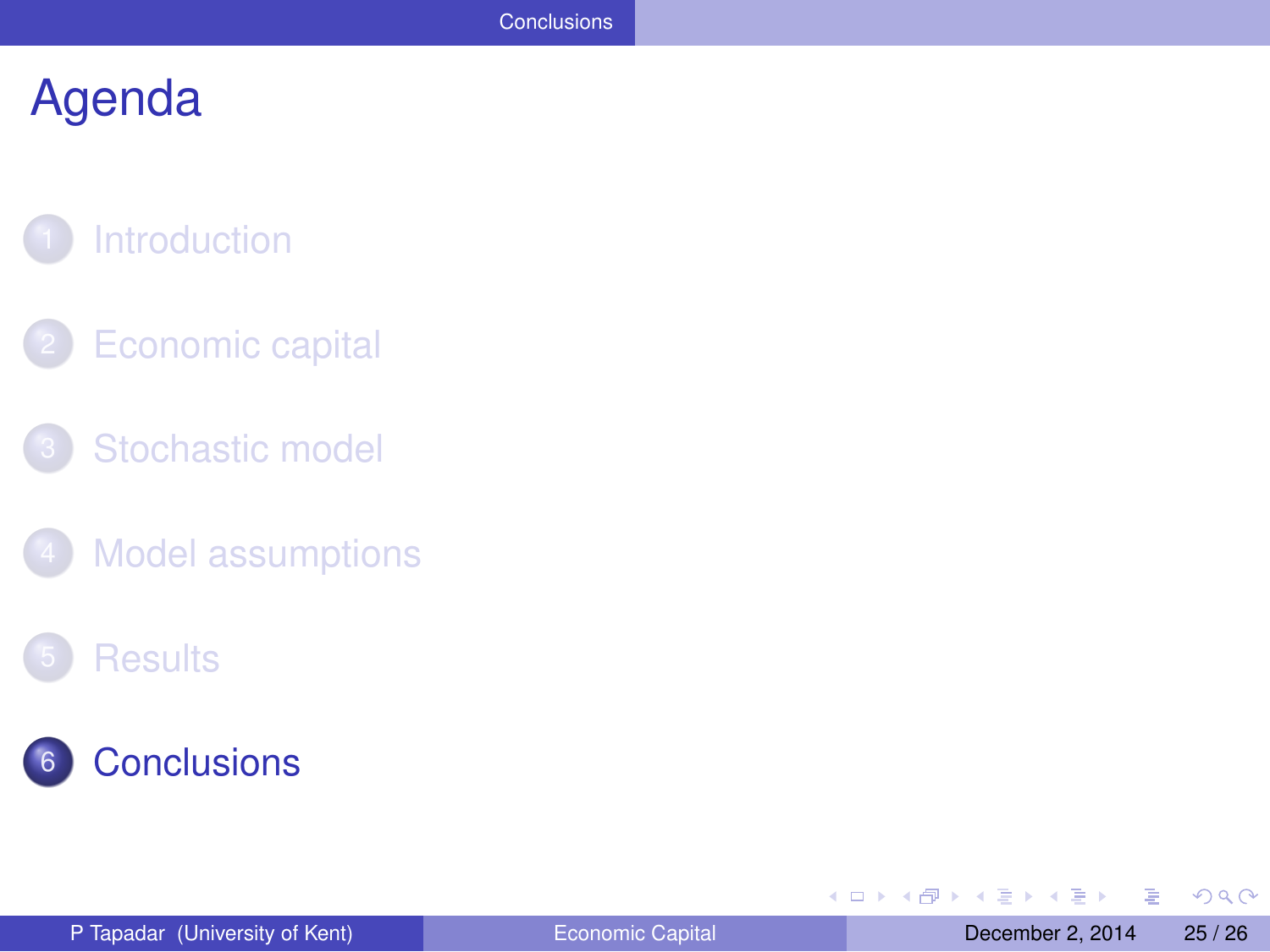# Agenda

1. Introduction
2. Economic capital
3. Stochastic model
4. Model assumptions
5. Results
6. **Conclusions**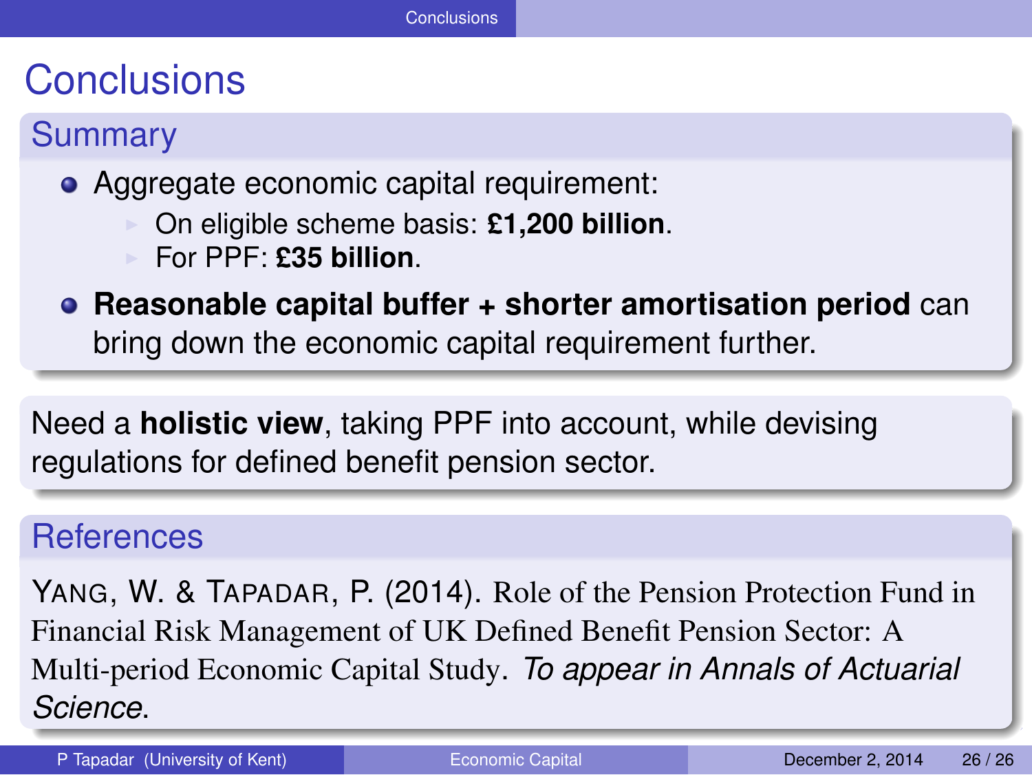# Conclusions

## Summary

- Aggregate economic capital requirement:
  - On eligible scheme basis: **£1,200 billion**.
  - For PPF: **£35 billion**.
- **Reasonable capital buffer + shorter amortisation period** can bring down the economic capital requirement further.

Need a **holistic view**, taking PPF into account, while devising regulations for defined benefit pension sector.

## References

YANG, W. & TAPADAR, P. (2014). Role of the Pension Protection Fund in Financial Risk Management of UK Defined Benefit Pension Sector: A Multi-period Economic Capital Study. *To appear in Annals of Actuarial Science*.